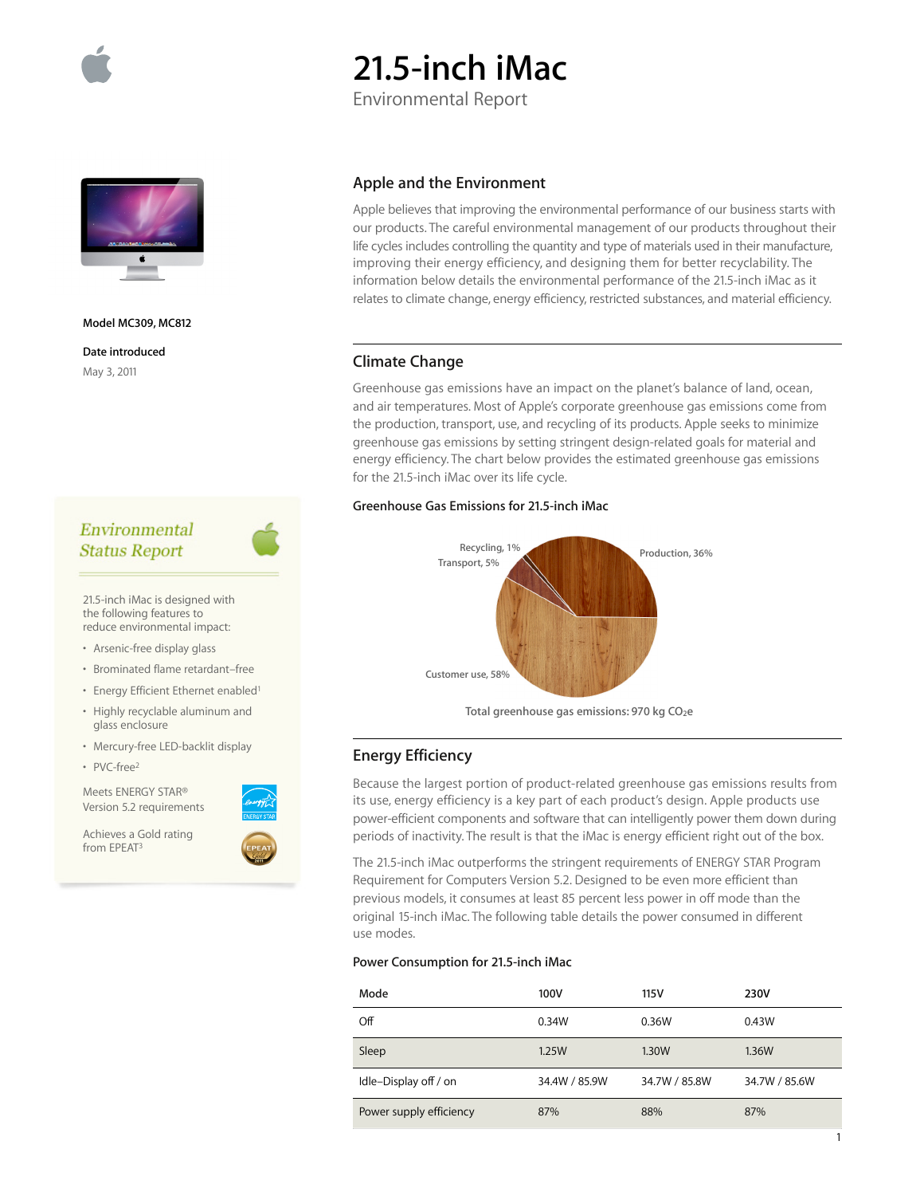# 21.5-inch iMac

Environmental Report

**Model** MC309, MC812

**Date introduced**

May 3, 2011

## Environmental Status Report

21.5-inch iMac is designed with the following features to reduce environmental impact:

- Arsenic-free display glass
- Brominated flame retardant–free
- Energy Efficient Ethernet enabled[1]
- Highly recyclable aluminum and glass enclosure
- Mercury-free LED-backlit display
- PVC-free[2]

Meets ENERGY STAR® Version 5.2 requirements

Achieves a Gold rating from EPEAT[3]

## Apple and the Environment

Apple believes that improving the environmental performance of our business starts with our products. The careful environmental management of our products throughout their life cycles includes controlling the quantity and type of materials used in their manufacture, improving their energy efficiency, and designing them for better recyclability. The information below details the environmental performance of the 21.5-inch iMac as it relates to climate change, energy efficiency, restricted substances, and material efficiency.

## Climate Change

Greenhouse gas emissions have an impact on the planet's balance of land, ocean, and air temperatures. Most of Apple's corporate greenhouse gas emissions come from the production, transport, use, and recycling of its products. Apple seeks to minimize greenhouse gas emissions by setting stringent design-related goals for material and energy efficiency. The chart below provides the estimated greenhouse gas emissions for the 21.5-inch iMac over its life cycle.

**Greenhouse Gas Emissions for 21.5-inch iMac**

Recycling, 1%
Transport, 5%
Production, 36%
Customer use, 58%

Total greenhouse gas emissions: 970 kg $CO_2e$

## Energy Efficiency

Because the largest portion of product-related greenhouse gas emissions results from its use, energy efficiency is a key part of each product's design. Apple products use power-efficient components and software that can intelligently power them down during periods of inactivity. The result is that the iMac is energy efficient right out of the box.

The 21.5-inch iMac outperforms the stringent requirements of ENERGY STAR Program Requirement for Computers Version 5.2. Designed to be even more efficient than previous models, it consumes at least 85 percent less power in off mode than the original 15-inch iMac. The following table details the power consumed in different use modes.

**Power Consumption for 21.5-inch iMac**

| Mode | 100V | 115V | 230V |
|---|---|---|---|
| Off | 0.34W | 0.36W | 0.43W |
| Sleep | 1.25W | 1.30W | 1.36W |
| Idle–Display off / on | 34.4W / 85.9W | 34.7W / 85.8W | 34.7W / 85.6W |
| Power supply efficiency | 87% | 88% | 87% |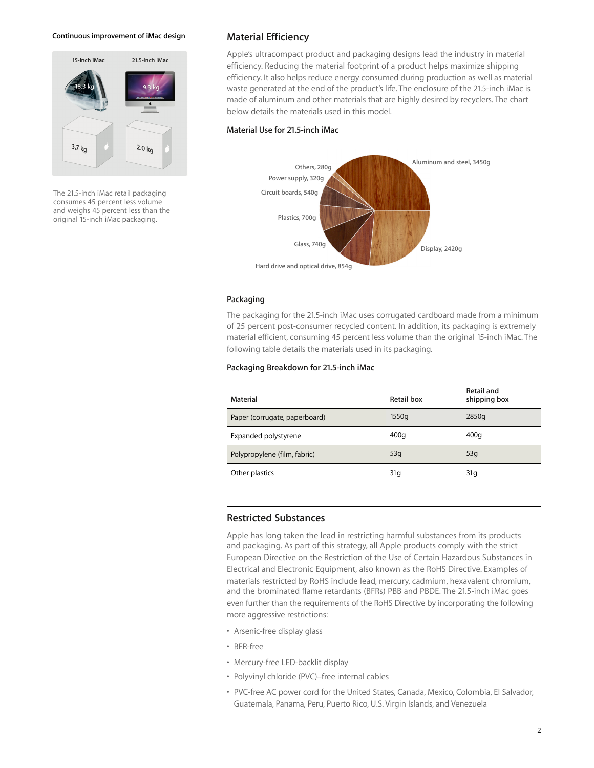Continuous improvement of iMac design

15-inch iMac 18.3 kg 3.7 kg

21.5-inch iMac 9.3 kg 2.0 kg

The 21.5-inch iMac retail packaging consumes 45 percent less volume and weighs 45 percent less than the original 15-inch iMac packaging.

## Material Efficiency

Apple's ultracompact product and packaging designs lead the industry in material efficiency. Reducing the material footprint of a product helps maximize shipping efficiency. It also helps reduce energy consumed during production as well as material waste generated at the end of the product's life. The enclosure of the 21.5-inch iMac is made of aluminum and other materials that are highly desired by recyclers. The chart below details the materials used in this model.

### Material Use for 21.5-inch iMac

- Aluminum and steel, 3450g
- Display, 2420g
- Hard drive and optical drive, 854g
- Glass, 740g
- Plastics, 700g
- Circuit boards, 540g
- Power supply, 320g
- Others, 280g

### Packaging

The packaging for the 21.5-inch iMac uses corrugated cardboard made from a minimum of 25 percent post-consumer recycled content. In addition, its packaging is extremely material efficient, consuming 45 percent less volume than the original 15-inch iMac. The following table details the materials used in its packaging.

### Packaging Breakdown for 21.5-inch iMac

| Material | Retail box | Retail and shipping box |
|---|---|---|
| Paper (corrugate, paperboard) | 1550g | 2850g |
| Expanded polystyrene | 400g | 400g |
| Polypropylene (film, fabric) | 53g | 53g |
| Other plastics | 31g | 31g |

## Restricted Substances

Apple has long taken the lead in restricting harmful substances from its products and packaging. As part of this strategy, all Apple products comply with the strict European Directive on the Restriction of the Use of Certain Hazardous Substances in Electrical and Electronic Equipment, also known as the RoHS Directive. Examples of materials restricted by RoHS include lead, mercury, cadmium, hexavalent chromium, and the brominated flame retardants (BFRs) PBB and PBDE. The 21.5-inch iMac goes even further than the requirements of the RoHS Directive by incorporating the following more aggressive restrictions:

- Arsenic-free display glass
- BFR-free
- Mercury-free LED-backlit display
- Polyvinyl chloride (PVC)–free internal cables
- PVC-free AC power cord for the United States, Canada, Mexico, Colombia, El Salvador, Guatemala, Panama, Peru, Puerto Rico, U.S. Virgin Islands, and Venezuela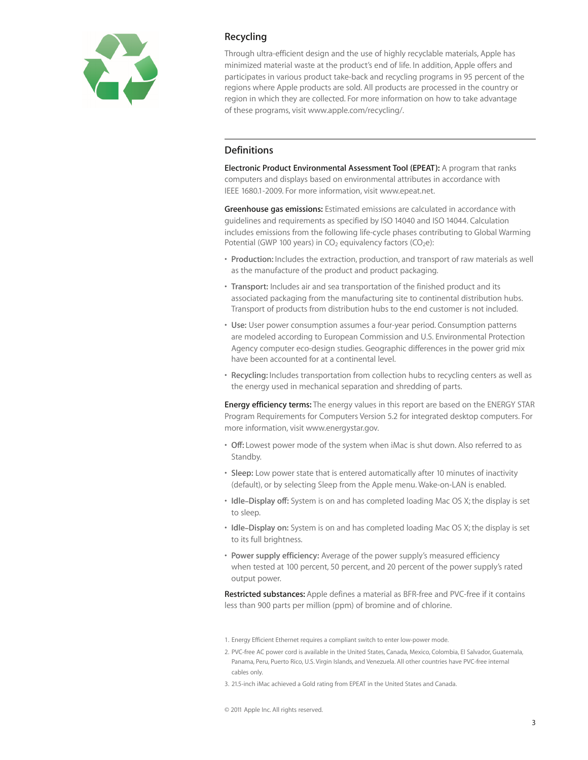## Recycling

Through ultra-efficient design and the use of highly recyclable materials, Apple has minimized material waste at the product's end of life. In addition, Apple offers and participates in various product take-back and recycling programs in 95 percent of the regions where Apple products are sold. All products are processed in the country or region in which they are collected. For more information on how to take advantage of these programs, visit www.apple.com/recycling/.

## Definitions

**Electronic Product Environmental Assessment Tool (EPEAT):** A program that ranks computers and displays based on environmental attributes in accordance with IEEE 1680.1-2009. For more information, visit www.epeat.net.

**Greenhouse gas emissions:** Estimated emissions are calculated in accordance with guidelines and requirements as specified by ISO 14040 and ISO 14044. Calculation includes emissions from the following life-cycle phases contributing to Global Warming Potential (GWP 100 years) in $CO_2$ equivalency factors ($CO_2e$):

- **Production:** Includes the extraction, production, and transport of raw materials as well as the manufacture of the product and product packaging.
- **Transport:** Includes air and sea transportation of the finished product and its associated packaging from the manufacturing site to continental distribution hubs. Transport of products from distribution hubs to the end customer is not included.
- **Use:** User power consumption assumes a four-year period. Consumption patterns are modeled according to European Commission and U.S. Environmental Protection Agency computer eco-design studies. Geographic differences in the power grid mix have been accounted for at a continental level.
- **Recycling:** Includes transportation from collection hubs to recycling centers as well as the energy used in mechanical separation and shredding of parts.

**Energy efficiency terms:** The energy values in this report are based on the ENERGY STAR Program Requirements for Computers Version 5.2 for integrated desktop computers. For more information, visit www.energystar.gov.

- **Off:** Lowest power mode of the system when iMac is shut down. Also referred to as Standby.
- **Sleep:** Low power state that is entered automatically after 10 minutes of inactivity (default), or by selecting Sleep from the Apple menu. Wake-on-LAN is enabled.
- **Idle–Display off:** System is on and has completed loading Mac OS X; the display is set to sleep.
- **Idle–Display on:** System is on and has completed loading Mac OS X; the display is set to its full brightness.
- **Power supply efficiency:** Average of the power supply's measured efficiency when tested at 100 percent, 50 percent, and 20 percent of the power supply's rated output power.

**Restricted substances:** Apple defines a material as BFR-free and PVC-free if it contains less than 900 parts per million (ppm) of bromine and of chlorine.

1. Energy Efficient Ethernet requires a compliant switch to enter low-power mode.
2. PVC-free AC power cord is available in the United States, Canada, Mexico, Colombia, El Salvador, Guatemala, Panama, Peru, Puerto Rico, U.S. Virgin Islands, and Venezuela. All other countries have PVC-free internal cables only.
3. 21.5-inch iMac achieved a Gold rating from EPEAT in the United States and Canada.

© 2011 Apple Inc. All rights reserved.